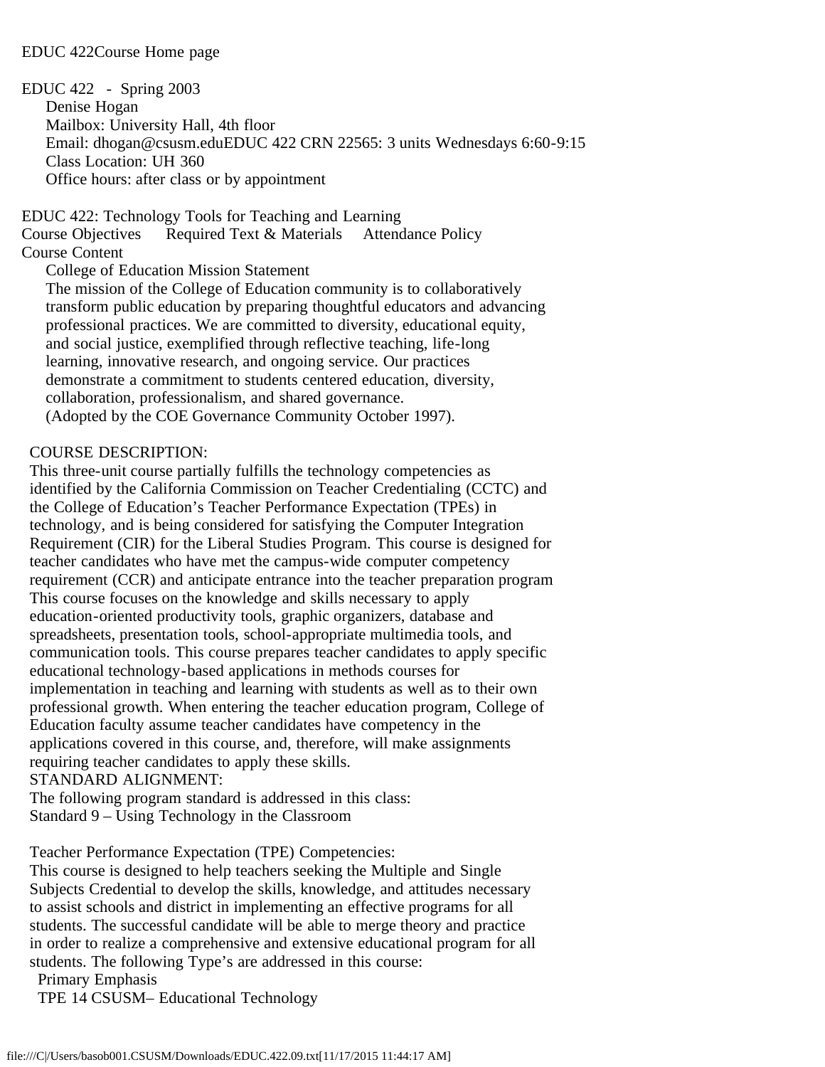EDUC 422Course Home page

EDUC 422 - Spring 2003

Denise Hogan

Mailbox: University Hall, 4th floor

Email: dhogan@csusm.eduEDUC 422 CRN 22565: 3 units Wednesdays 6:60-9:15

Class Location: UH 360

Office hours: after class or by appointment

EDUC 422: Technology Tools for Teaching and Learning

Course Objectives Required Text & Materials Attendance Policy

Course Content

College of Education Mission Statement

The mission of the College of Education community is to collaboratively transform public education by preparing thoughtful educators and advancing professional practices. We are committed to diversity, educational equity, and social justice, exemplified through reflective teaching, life-long learning, innovative research, and ongoing service. Our practices demonstrate a commitment to students centered education, diversity, collaboration, professionalism, and shared governance.

(Adopted by the COE Governance Community October 1997).

COURSE DESCRIPTION:

This three-unit course partially fulfills the technology competencies as identified by the California Commission on Teacher Credentialing (CCTC) and the College of Education's Teacher Performance Expectation (TPEs) in technology, and is being considered for satisfying the Computer Integration Requirement (CIR) for the Liberal Studies Program. This course is designed for teacher candidates who have met the campus-wide computer competency requirement (CCR) and anticipate entrance into the teacher preparation program This course focuses on the knowledge and skills necessary to apply education-oriented productivity tools, graphic organizers, database and spreadsheets, presentation tools, school-appropriate multimedia tools, and communication tools. This course prepares teacher candidates to apply specific educational technology-based applications in methods courses for implementation in teaching and learning with students as well as to their own professional growth. When entering the teacher education program, College of Education faculty assume teacher candidates have competency in the applications covered in this course, and, therefore, will make assignments requiring teacher candidates to apply these skills.

STANDARD ALIGNMENT:

The following program standard is addressed in this class:

Standard 9 – Using Technology in the Classroom

Teacher Performance Expectation (TPE) Competencies:

This course is designed to help teachers seeking the Multiple and Single Subjects Credential to develop the skills, knowledge, and attitudes necessary to assist schools and district in implementing an effective programs for all students. The successful candidate will be able to merge theory and practice in order to realize a comprehensive and extensive educational program for all students. The following Type's are addressed in this course:

Primary Emphasis

TPE 14 CSUSM– Educational Technology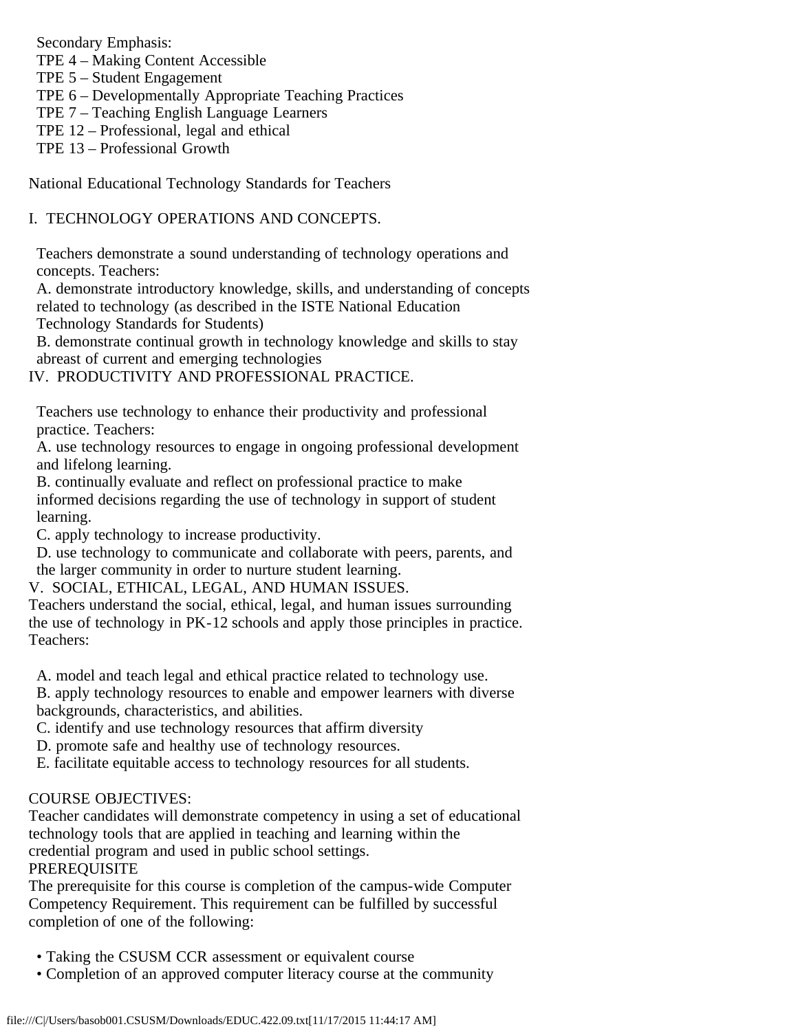Secondary Emphasis:
TPE 4 – Making Content Accessible
TPE 5 – Student Engagement
TPE 6 – Developmentally Appropriate Teaching Practices
TPE 7 – Teaching English Language Learners
TPE 12 – Professional, legal and ethical
TPE 13 – Professional Growth

National Educational Technology Standards for Teachers

I. TECHNOLOGY OPERATIONS AND CONCEPTS.

Teachers demonstrate a sound understanding of technology operations and concepts. Teachers:
A. demonstrate introductory knowledge, skills, and understanding of concepts related to technology (as described in the ISTE National Education Technology Standards for Students)
B. demonstrate continual growth in technology knowledge and skills to stay abreast of current and emerging technologies

IV. PRODUCTIVITY AND PROFESSIONAL PRACTICE.

Teachers use technology to enhance their productivity and professional practice. Teachers:
A. use technology resources to engage in ongoing professional development and lifelong learning.
B. continually evaluate and reflect on professional practice to make informed decisions regarding the use of technology in support of student learning.
C. apply technology to increase productivity.
D. use technology to communicate and collaborate with peers, parents, and the larger community in order to nurture student learning.

V. SOCIAL, ETHICAL, LEGAL, AND HUMAN ISSUES.
Teachers understand the social, ethical, legal, and human issues surrounding the use of technology in PK-12 schools and apply those principles in practice. Teachers:

A. model and teach legal and ethical practice related to technology use.
B. apply technology resources to enable and empower learners with diverse backgrounds, characteristics, and abilities.
C. identify and use technology resources that affirm diversity
D. promote safe and healthy use of technology resources.
E. facilitate equitable access to technology resources for all students.

COURSE OBJECTIVES:
Teacher candidates will demonstrate competency in using a set of educational technology tools that are applied in teaching and learning within the credential program and used in public school settings.

PREREQUISITE
The prerequisite for this course is completion of the campus-wide Computer Competency Requirement. This requirement can be fulfilled by successful completion of one of the following:

- Taking the CSUSM CCR assessment or equivalent course
- Completion of an approved computer literacy course at the community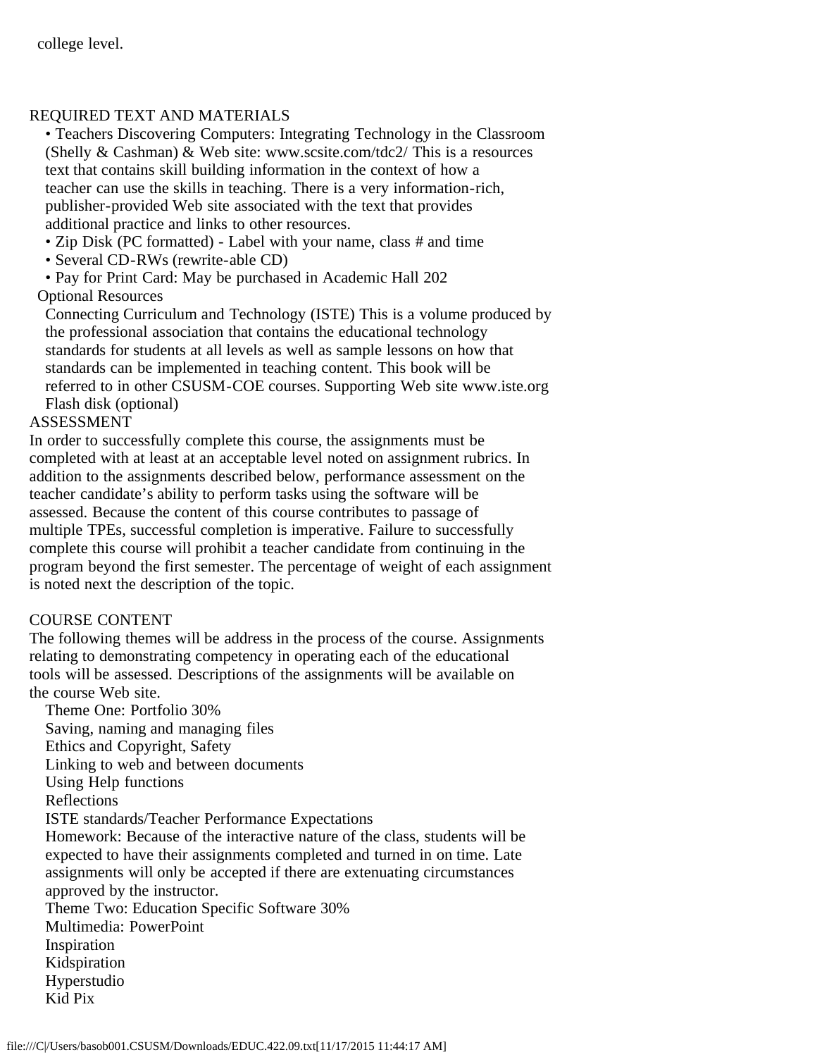college level.

## REQUIRED TEXT AND MATERIALS

- Teachers Discovering Computers: Integrating Technology in the Classroom (Shelly & Cashman) & Web site: www.scsite.com/tdc2/ This is a resources text that contains skill building information in the context of how a teacher can use the skills in teaching. There is a very information-rich, publisher-provided Web site associated with the text that provides additional practice and links to other resources.
- Zip Disk (PC formatted) - Label with your name, class # and time
- Several CD-RWs (rewrite-able CD)
- Pay for Print Card: May be purchased in Academic Hall 202

### Optional Resources

Connecting Curriculum and Technology (ISTE) This is a volume produced by the professional association that contains the educational technology standards for students at all levels as well as sample lessons on how that standards can be implemented in teaching content. This book will be referred to in other CSUSM-COE courses. Supporting Web site www.iste.org

Flash disk (optional)

## ASSESSMENT

In order to successfully complete this course, the assignments must be completed with at least at an acceptable level noted on assignment rubrics. In addition to the assignments described below, performance assessment on the teacher candidate's ability to perform tasks using the software will be assessed. Because the content of this course contributes to passage of multiple TPEs, successful completion is imperative. Failure to successfully complete this course will prohibit a teacher candidate from continuing in the program beyond the first semester. The percentage of weight of each assignment is noted next the description of the topic.

## COURSE CONTENT

The following themes will be address in the process of the course. Assignments relating to demonstrating competency in operating each of the educational tools will be assessed. Descriptions of the assignments will be available on the course Web site.

Theme One: Portfolio 30%

- Saving, naming and managing files
- Ethics and Copyright, Safety
- Linking to web and between documents
- Using Help functions
- Reflections
- ISTE standards/Teacher Performance Expectations
- Homework: Because of the interactive nature of the class, students will be expected to have their assignments completed and turned in on time. Late assignments will only be accepted if there are extenuating circumstances approved by the instructor.

Theme Two: Education Specific Software 30%

- Multimedia: PowerPoint
- Inspiration
- Kidspiration
- Hyperstudio
- Kid Pix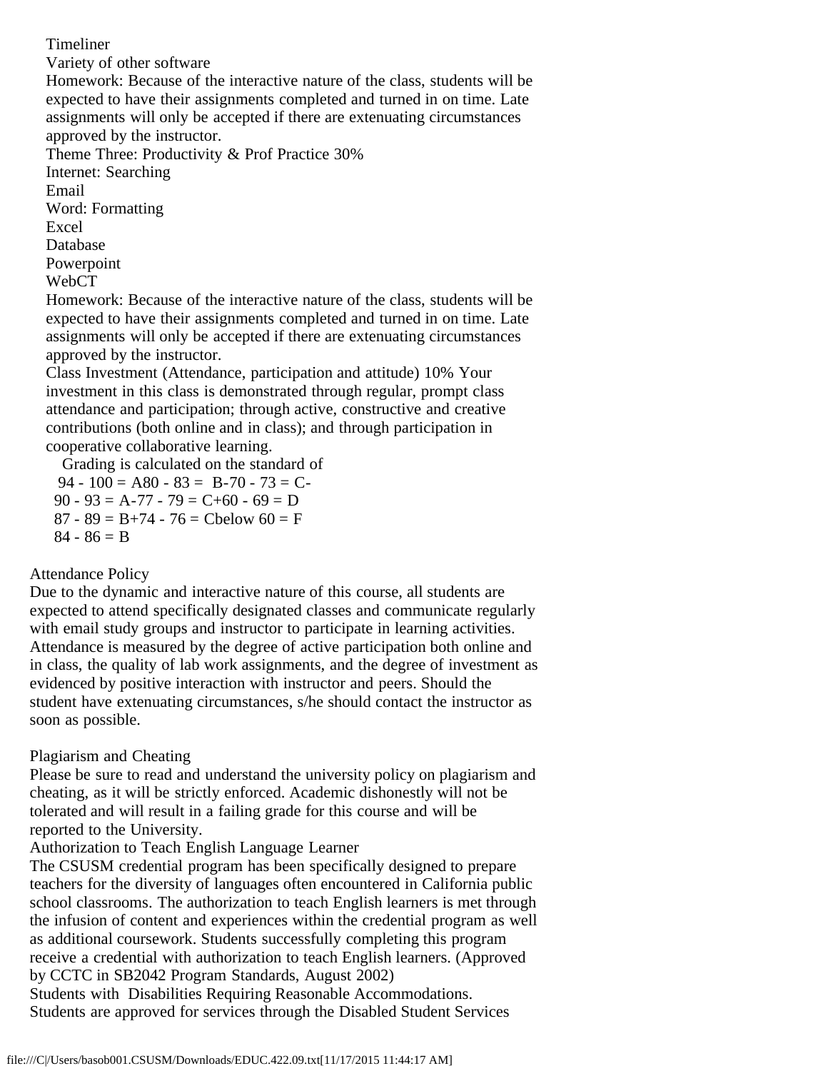Timeliner
Variety of other software
Homework: Because of the interactive nature of the class, students will be expected to have their assignments completed and turned in on time. Late assignments will only be accepted if there are extenuating circumstances approved by the instructor.
Theme Three: Productivity & Prof Practice 30%
Internet: Searching
Email
Word: Formatting
Excel
Database
Powerpoint
WebCT
Homework: Because of the interactive nature of the class, students will be expected to have their assignments completed and turned in on time. Late assignments will only be accepted if there are extenuating circumstances approved by the instructor.
Class Investment (Attendance, participation and attitude) 10% Your investment in this class is demonstrated through regular, prompt class attendance and participation; through active, constructive and creative contributions (both online and in class); and through participation in cooperative collaborative learning.

Grading is calculated on the standard of

| | | |
|---|---|---|
| 94 - 100 = A | 80 - 83 = B- | 70 - 73 = C- |
| 90 - 93 = A- | 77 - 79 = C+ | 60 - 69 = D |
| 87 - 89 = B+ | 74 - 76 = C | below 60 = F |
| 84 - 86 = B | | |

Attendance Policy
Due to the dynamic and interactive nature of this course, all students are expected to attend specifically designated classes and communicate regularly with email study groups and instructor to participate in learning activities. Attendance is measured by the degree of active participation both online and in class, the quality of lab work assignments, and the degree of investment as evidenced by positive interaction with instructor and peers. Should the student have extenuating circumstances, s/he should contact the instructor as soon as possible.

Plagiarism and Cheating
Please be sure to read and understand the university policy on plagiarism and cheating, as it will be strictly enforced. Academic dishonestly will not be tolerated and will result in a failing grade for this course and will be reported to the University.
Authorization to Teach English Language Learner
The CSUSM credential program has been specifically designed to prepare teachers for the diversity of languages often encountered in California public school classrooms. The authorization to teach English learners is met through the infusion of content and experiences within the credential program as well as additional coursework. Students successfully completing this program receive a credential with authorization to teach English learners. (Approved by CCTC in SB2042 Program Standards, August 2002)
Students with Disabilities Requiring Reasonable Accommodations.
Students are approved for services through the Disabled Student Services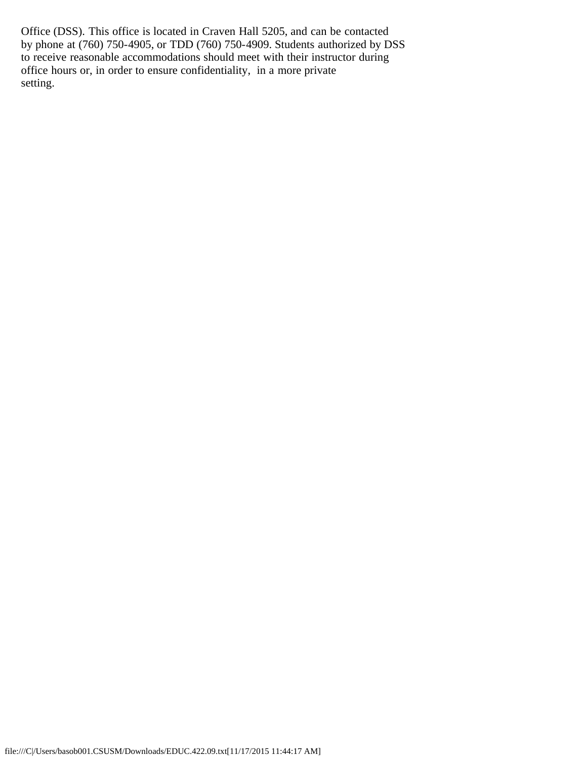Office (DSS). This office is located in Craven Hall 5205, and can be contacted by phone at (760) 750-4905, or TDD (760) 750-4909. Students authorized by DSS to receive reasonable accommodations should meet with their instructor during office hours or, in order to ensure confidentiality, in a more private setting.